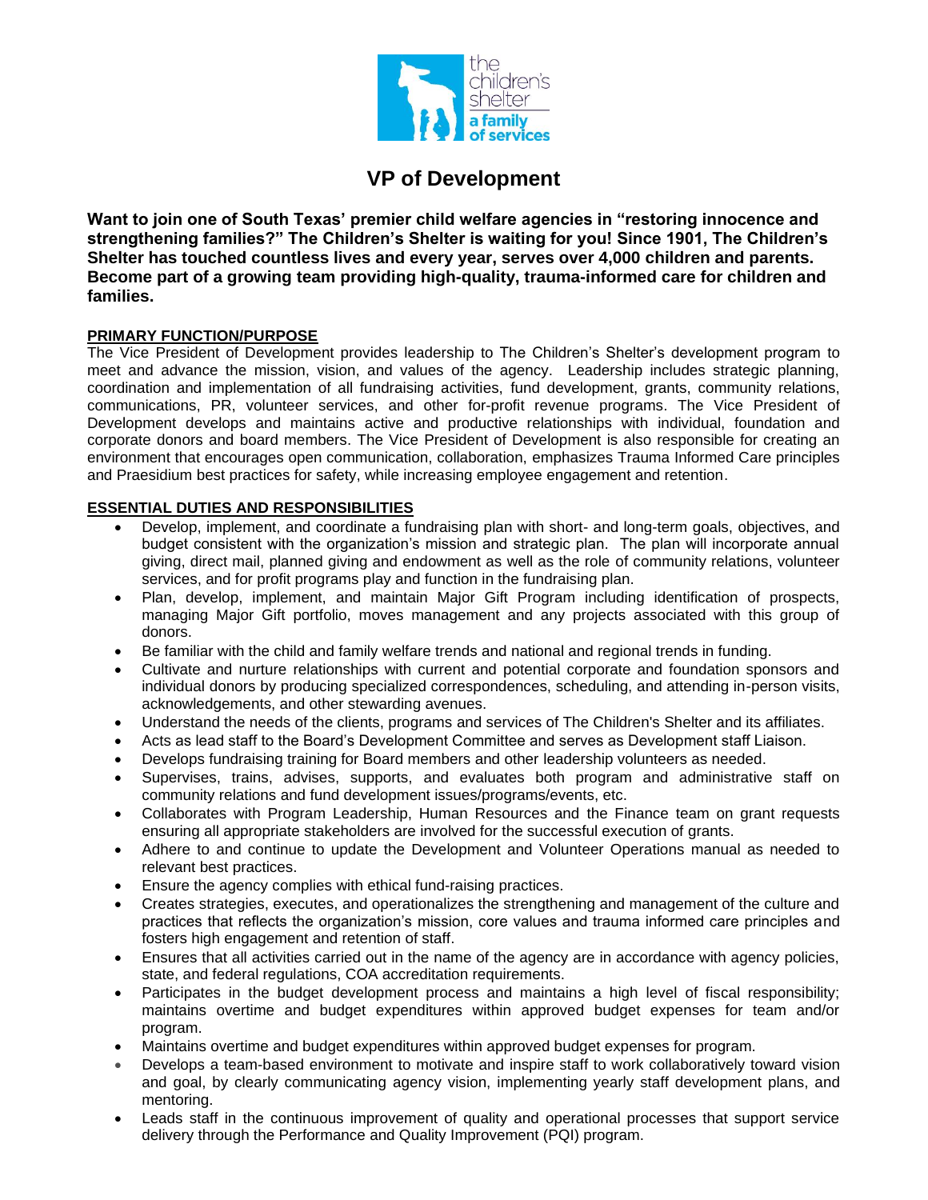# VP of Development

**Want to join one of South Texas' premier child welfare agencies in "restoring innocence and strengthening families?" The Children's Shelter is waiting for you! Since 1901, The Children's Shelter has touched countless lives and every year, serves over 4,000 children and parents. Become part of a growing team providing high-quality, trauma-informed care for children and families.**

## PRIMARY FUNCTION/PURPOSE

The Vice President of Development provides leadership to The Children's Shelter's development program to meet and advance the mission, vision, and values of the agency. Leadership includes strategic planning, coordination and implementation of all fundraising activities, fund development, grants, community relations, communications, PR, volunteer services, and other for-profit revenue programs. The Vice President of Development develops and maintains active and productive relationships with individual, foundation and corporate donors and board members. The Vice President of Development is also responsible for creating an environment that encourages open communication, collaboration, emphasizes Trauma Informed Care principles and Praesidium best practices for safety, while increasing employee engagement and retention.

## ESSENTIAL DUTIES AND RESPONSIBILITIES

- Develop, implement, and coordinate a fundraising plan with short- and long-term goals, objectives, and budget consistent with the organization's mission and strategic plan. The plan will incorporate annual giving, direct mail, planned giving and endowment as well as the role of community relations, volunteer services, and for profit programs play and function in the fundraising plan.
- Plan, develop, implement, and maintain Major Gift Program including identification of prospects, managing Major Gift portfolio, moves management and any projects associated with this group of donors.
- Be familiar with the child and family welfare trends and national and regional trends in funding.
- Cultivate and nurture relationships with current and potential corporate and foundation sponsors and individual donors by producing specialized correspondences, scheduling, and attending in-person visits, acknowledgements, and other stewarding avenues.
- Understand the needs of the clients, programs and services of The Children's Shelter and its affiliates.
- Acts as lead staff to the Board's Development Committee and serves as Development staff Liaison.
- Develops fundraising training for Board members and other leadership volunteers as needed.
- Supervises, trains, advises, supports, and evaluates both program and administrative staff on community relations and fund development issues/programs/events, etc.
- Collaborates with Program Leadership, Human Resources and the Finance team on grant requests ensuring all appropriate stakeholders are involved for the successful execution of grants.
- Adhere to and continue to update the Development and Volunteer Operations manual as needed to relevant best practices.
- Ensure the agency complies with ethical fund-raising practices.
- Creates strategies, executes, and operationalizes the strengthening and management of the culture and practices that reflects the organization's mission, core values and trauma informed care principles and fosters high engagement and retention of staff.
- Ensures that all activities carried out in the name of the agency are in accordance with agency policies, state, and federal regulations, COA accreditation requirements.
- Participates in the budget development process and maintains a high level of fiscal responsibility; maintains overtime and budget expenditures within approved budget expenses for team and/or program.
- Maintains overtime and budget expenditures within approved budget expenses for program.
- Develops a team-based environment to motivate and inspire staff to work collaboratively toward vision and goal, by clearly communicating agency vision, implementing yearly staff development plans, and mentoring.
- Leads staff in the continuous improvement of quality and operational processes that support service delivery through the Performance and Quality Improvement (PQI) program.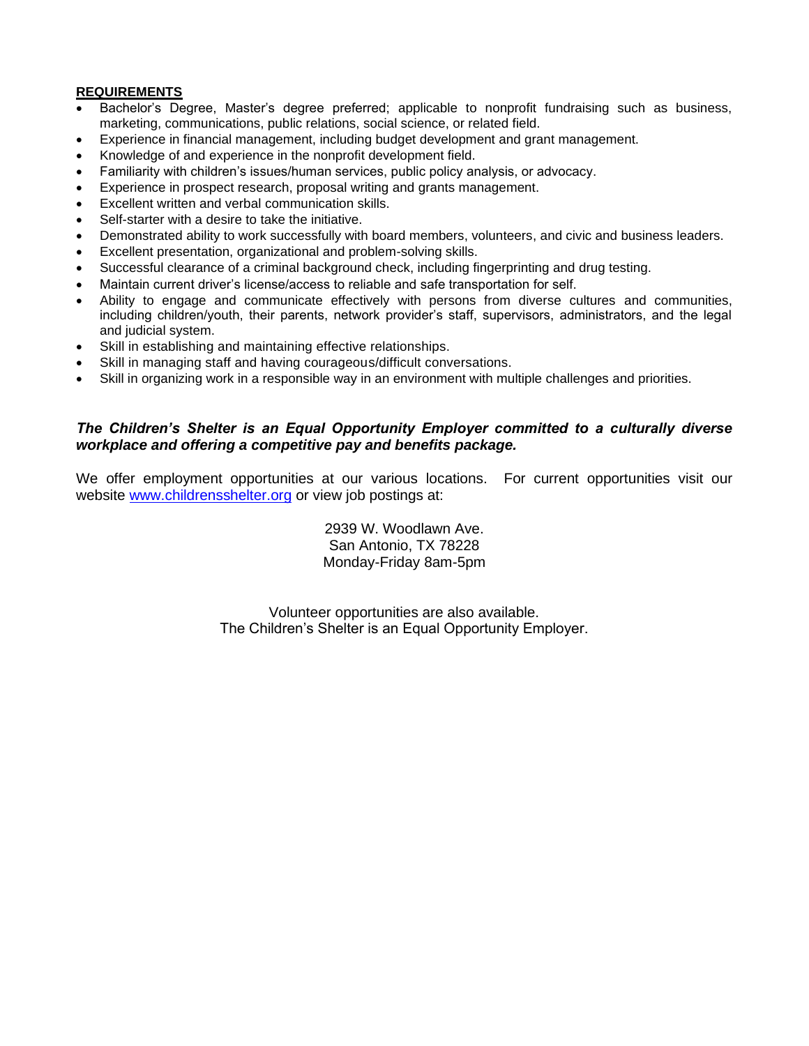**REQUIREMENTS**

- Bachelor's Degree, Master's degree preferred; applicable to nonprofit fundraising such as business, marketing, communications, public relations, social science, or related field.
- Experience in financial management, including budget development and grant management.
- Knowledge of and experience in the nonprofit development field.
- Familiarity with children's issues/human services, public policy analysis, or advocacy.
- Experience in prospect research, proposal writing and grants management.
- Excellent written and verbal communication skills.
- Self-starter with a desire to take the initiative.
- Demonstrated ability to work successfully with board members, volunteers, and civic and business leaders.
- Excellent presentation, organizational and problem-solving skills.
- Successful clearance of a criminal background check, including fingerprinting and drug testing.
- Maintain current driver's license/access to reliable and safe transportation for self.
- Ability to engage and communicate effectively with persons from diverse cultures and communities, including children/youth, their parents, network provider's staff, supervisors, administrators, and the legal and judicial system.
- Skill in establishing and maintaining effective relationships.
- Skill in managing staff and having courageous/difficult conversations.
- Skill in organizing work in a responsible way in an environment with multiple challenges and priorities.

***The Children's Shelter is an Equal Opportunity Employer committed to a culturally diverse workplace and offering a competitive pay and benefits package.***

We offer employment opportunities at our various locations. For current opportunities visit our website [www.childrensshelter.org](http://www.childrensshelter.org) or view job postings at:

2939 W. Woodlawn Ave.
San Antonio, TX 78228
Monday-Friday 8am-5pm

Volunteer opportunities are also available.
The Children's Shelter is an Equal Opportunity Employer.